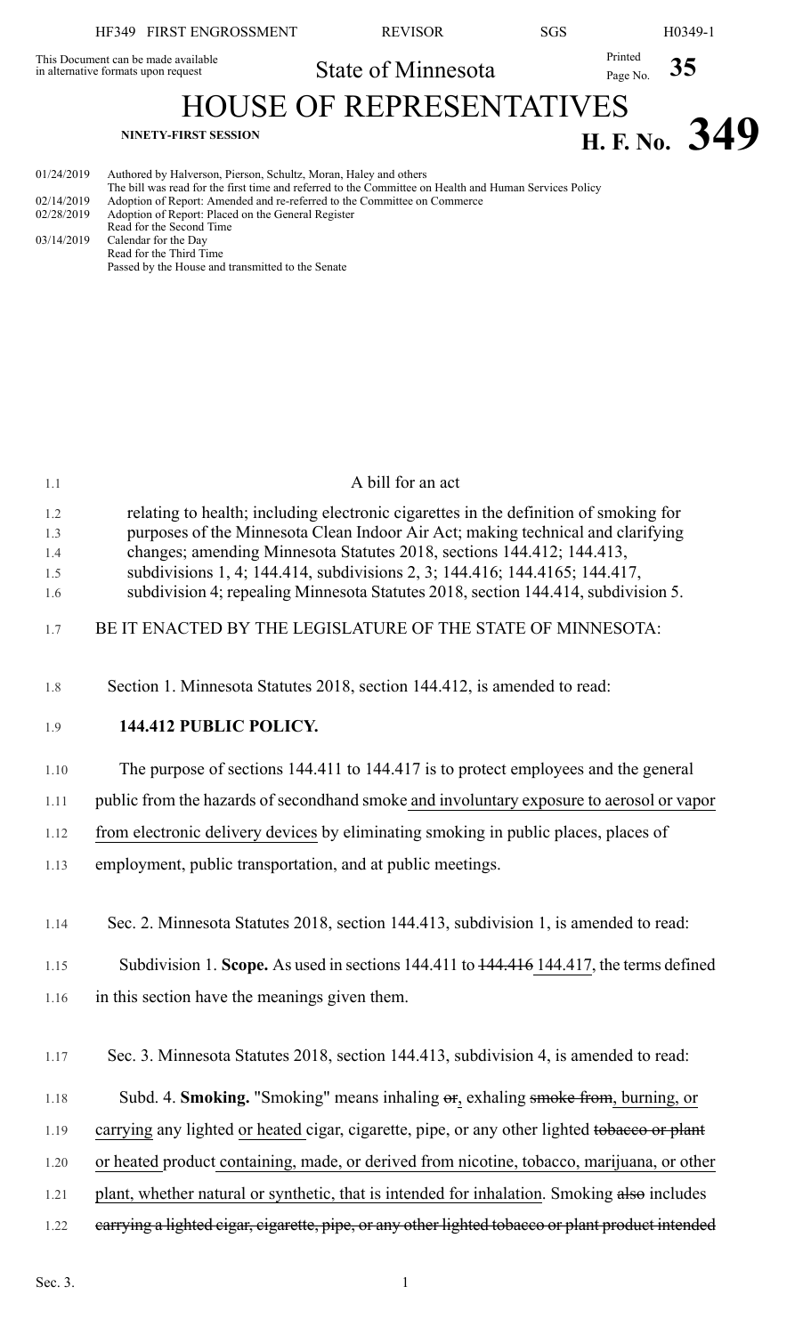This Document can be made available in alternative formats upon request

State of Minnesota

# HOUSE OF REPRESENTATIVES

**NINETY-FIRST SESSION**

**H. F. No. 349**

01/24/2019 Authored by Halverson, Pierson, Schultz, Moran, Haley and others
The bill was read for the first time and referred to the Committee on Health and Human Services Policy
02/14/2019 Adoption of Report: Amended and re-referred to the Committee on Commerce
02/28/2019 Adoption of Report: Placed on the General Register
Read for the Second Time
03/14/2019 Calendar for the Day
Read for the Third Time
Passed by the House and transmitted to the Senate

A bill for an act

relating to health; including electronic cigarettes in the definition of smoking for purposes of the Minnesota Clean Indoor Air Act; making technical and clarifying changes; amending Minnesota Statutes 2018, sections 144.412; 144.413, subdivisions 1, 4; 144.414, subdivisions 2, 3; 144.416; 144.4165; 144.417, subdivision 4; repealing Minnesota Statutes 2018, section 144.414, subdivision 5.

BE IT ENACTED BY THE LEGISLATURE OF THE STATE OF MINNESOTA:

Section 1. Minnesota Statutes 2018, section 144.412, is amended to read:

**144.412 PUBLIC POLICY.**

The purpose of sections 144.411 to 144.417 is to protect employees and the general public from the hazards of secondhand smoke <u>and involuntary exposure to aerosol or vapor from electronic delivery devices</u> by eliminating smoking in public places, places of employment, public transportation, and at public meetings.

Sec. 2. Minnesota Statutes 2018, section 144.413, subdivision 1, is amended to read:

Subdivision 1. **Scope.** As used in sections 144.411 to ~~144.416~~ <u>144.417</u>, the terms defined in this section have the meanings given them.

Sec. 3. Minnesota Statutes 2018, section 144.413, subdivision 4, is amended to read:

Subd. 4. **Smoking.** "Smoking" means inhaling ~~or~~<u>,</u> exhaling ~~smoke from~~<u>, burning, or carrying</u> any lighted <u>or heated</u> cigar, cigarette, pipe, or any other lighted ~~tobacco or plant~~ <u>or heated product containing, made, or derived from nicotine, tobacco, marijuana, or other plant, whether natural or synthetic, that is intended for inhalation</u>. Smoking ~~also~~ includes ~~carrying a lighted cigar, cigarette, pipe, or any other lighted tobacco or plant product intended~~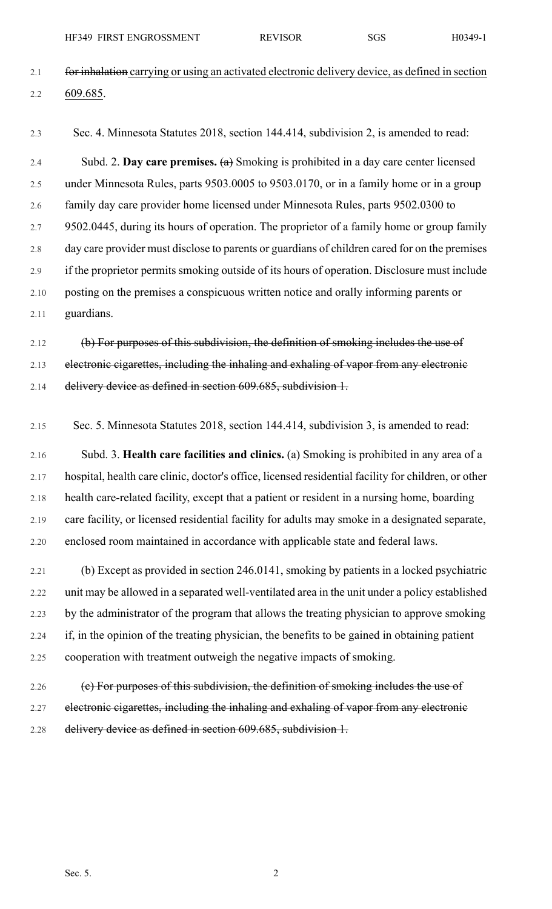~~for inhalation~~ carrying or using an activated electronic delivery device, as defined in section 609.685.

Sec. 4. Minnesota Statutes 2018, section 144.414, subdivision 2, is amended to read:

Subd. 2. **Day care premises.** ~~(a)~~ Smoking is prohibited in a day care center licensed under Minnesota Rules, parts 9503.0005 to 9503.0170, or in a family home or in a group family day care provider home licensed under Minnesota Rules, parts 9502.0300 to 9502.0445, during its hours of operation. The proprietor of a family home or group family day care provider must disclose to parents or guardians of children cared for on the premises if the proprietor permits smoking outside of its hours of operation. Disclosure must include posting on the premises a conspicuous written notice and orally informing parents or guardians.

~~(b) For purposes of this subdivision, the definition of smoking includes the use of electronic cigarettes, including the inhaling and exhaling of vapor from any electronic delivery device as defined in section 609.685, subdivision 1.~~

Sec. 5. Minnesota Statutes 2018, section 144.414, subdivision 3, is amended to read:

Subd. 3. **Health care facilities and clinics.** (a) Smoking is prohibited in any area of a hospital, health care clinic, doctor's office, licensed residential facility for children, or other health care-related facility, except that a patient or resident in a nursing home, boarding care facility, or licensed residential facility for adults may smoke in a designated separate, enclosed room maintained in accordance with applicable state and federal laws.

(b) Except as provided in section 246.0141, smoking by patients in a locked psychiatric unit may be allowed in a separated well-ventilated area in the unit under a policy established by the administrator of the program that allows the treating physician to approve smoking if, in the opinion of the treating physician, the benefits to be gained in obtaining patient cooperation with treatment outweigh the negative impacts of smoking.

~~(c) For purposes of this subdivision, the definition of smoking includes the use of electronic cigarettes, including the inhaling and exhaling of vapor from any electronic delivery device as defined in section 609.685, subdivision 1.~~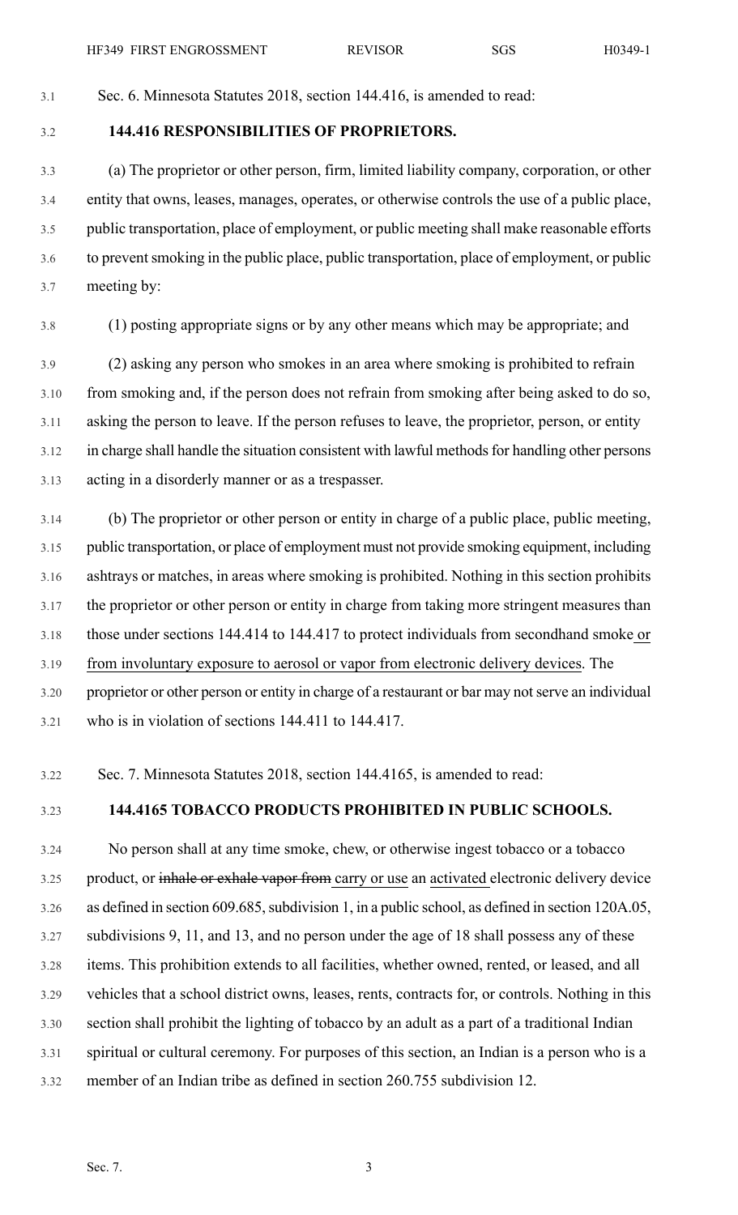Sec. 6. Minnesota Statutes 2018, section 144.416, is amended to read:

**144.416 RESPONSIBILITIES OF PROPRIETORS.**

(a) The proprietor or other person, firm, limited liability company, corporation, or other entity that owns, leases, manages, operates, or otherwise controls the use of a public place, public transportation, place of employment, or public meeting shall make reasonable efforts to prevent smoking in the public place, public transportation, place of employment, or public meeting by:

(1) posting appropriate signs or by any other means which may be appropriate; and

(2) asking any person who smokes in an area where smoking is prohibited to refrain from smoking and, if the person does not refrain from smoking after being asked to do so, asking the person to leave. If the person refuses to leave, the proprietor, person, or entity in charge shall handle the situation consistent with lawful methods for handling other persons acting in a disorderly manner or as a trespasser.

(b) The proprietor or other person or entity in charge of a public place, public meeting, public transportation, or place of employment must not provide smoking equipment, including ashtrays or matches, in areas where smoking is prohibited. Nothing in this section prohibits the proprietor or other person or entity in charge from taking more stringent measures than those under sections 144.414 to 144.417 to protect individuals from secondhand smoke <u>or from involuntary exposure to aerosol or vapor from electronic delivery devices</u>. The proprietor or other person or entity in charge of a restaurant or bar may not serve an individual who is in violation of sections 144.411 to 144.417.

Sec. 7. Minnesota Statutes 2018, section 144.4165, is amended to read:

**144.4165 TOBACCO PRODUCTS PROHIBITED IN PUBLIC SCHOOLS.**

No person shall at any time smoke, chew, or otherwise ingest tobacco or a tobacco product, or ~~inhale or exhale vapor from~~ <u>carry or use</u> an <u>activated</u> electronic delivery device as defined in section 609.685, subdivision 1, in a public school, as defined in section 120A.05, subdivisions 9, 11, and 13, and no person under the age of 18 shall possess any of these items. This prohibition extends to all facilities, whether owned, rented, or leased, and all vehicles that a school district owns, leases, rents, contracts for, or controls. Nothing in this section shall prohibit the lighting of tobacco by an adult as a part of a traditional Indian spiritual or cultural ceremony. For purposes of this section, an Indian is a person who is a member of an Indian tribe as defined in section 260.755 subdivision 12.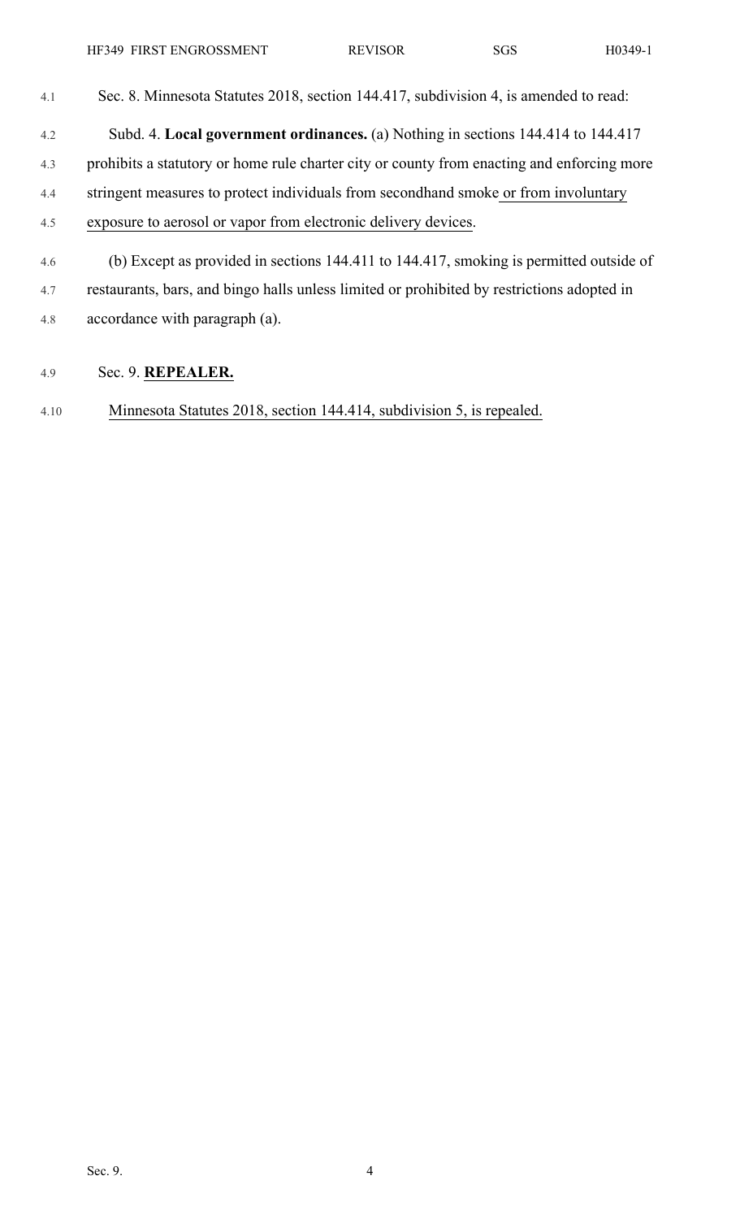Sec. 8. Minnesota Statutes 2018, section 144.417, subdivision 4, is amended to read:

Subd. 4. **Local government ordinances.** (a) Nothing in sections 144.414 to 144.417 prohibits a statutory or home rule charter city or county from enacting and enforcing more stringent measures to protect individuals from secondhand smoke or from involuntary exposure to aerosol or vapor from electronic delivery devices.

(b) Except as provided in sections 144.411 to 144.417, smoking is permitted outside of restaurants, bars, and bingo halls unless limited or prohibited by restrictions adopted in accordance with paragraph (a).

Sec. 9. **REPEALER.**

Minnesota Statutes 2018, section 144.414, subdivision 5, is repealed.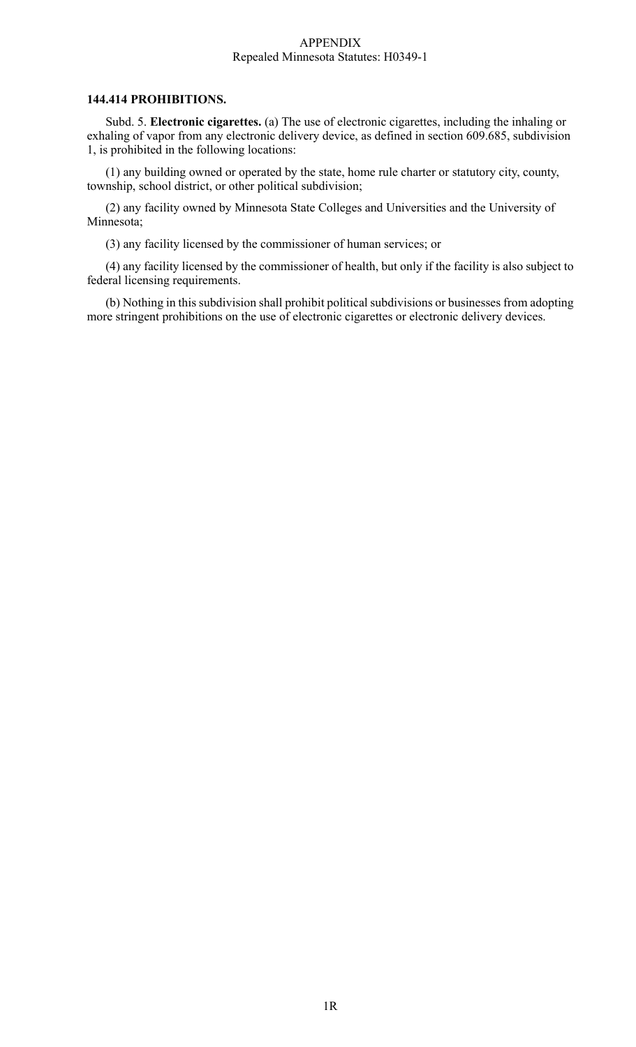APPENDIX
Repealed Minnesota Statutes: H0349-1

**144.414 PROHIBITIONS.**

Subd. 5. **Electronic cigarettes.** (a) The use of electronic cigarettes, including the inhaling or exhaling of vapor from any electronic delivery device, as defined in section 609.685, subdivision 1, is prohibited in the following locations:

(1) any building owned or operated by the state, home rule charter or statutory city, county, township, school district, or other political subdivision;

(2) any facility owned by Minnesota State Colleges and Universities and the University of Minnesota;

(3) any facility licensed by the commissioner of human services; or

(4) any facility licensed by the commissioner of health, but only if the facility is also subject to federal licensing requirements.

(b) Nothing in this subdivision shall prohibit political subdivisions or businesses from adopting more stringent prohibitions on the use of electronic cigarettes or electronic delivery devices.